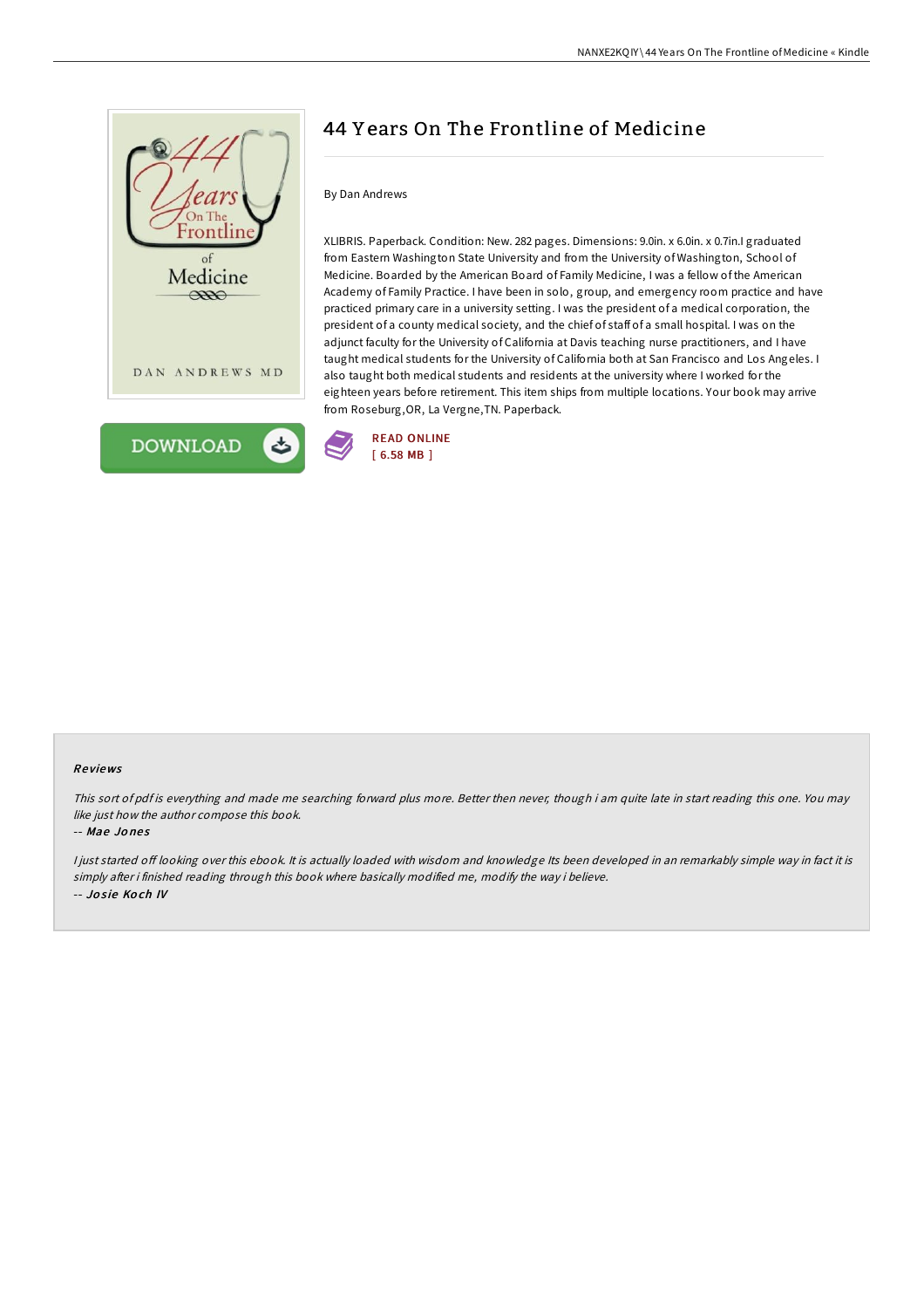# 44 Years On The Frontline of Medicine

By Dan Andrews

XLIBRIS. Paperback. Condition: New. 282 pages. Dimensions: 9.0in. x 6.0in. x 0.7in.I graduated from Eastern Washington State University and from the University of Washington, School of Medicine. Boarded by the American Board of Family Medicine, I was a fellow of the American Academy of Family Practice. I have been in solo, group, and emergency room practice and have practiced primary care in a university setting. I was the president of a medical corporation, the president of a county medical society, and the chief of staff of a small hospital. I was on the adjunct faculty for the University of California at Davis teaching nurse practitioners, and I have taught medical students for the University of California both at San Francisco and Los Angeles. I also taught both medical students and residents at the university where I worked for the eighteen years before retirement. This item ships from multiple locations. Your book may arrive from Roseburg,OR, La Vergne,TN. Paperback.

DOWNLOAD

READ ONLINE
[ 6.58 MB ]

### Reviews

*This sort of pdf is everything and made me searching forward plus more. Better then never, though i am quite late in start reading this one. You may like just how the author compose this book.*

-- *Mae Jones*

*I just started off looking over this ebook. It is actually loaded with wisdom and knowledge Its been developed in an remarkably simple way in fact it is simply after i finished reading through this book where basically modified me, modify the way i believe.*

-- *Josie Koch IV*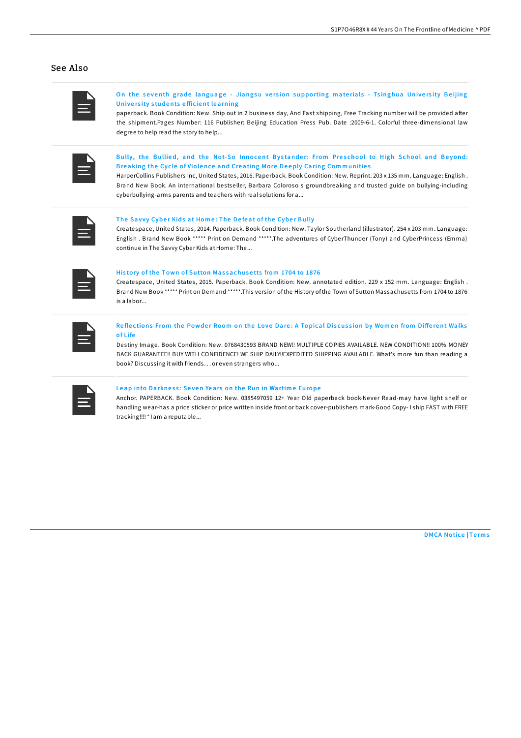## See Also

**On the seventh grade language - Jiangsu version supporting materials - Tsinghua University Beijing University students efficient learning**

paperback. Book Condition: New. Ship out in 2 business day, And Fast shipping, Free Tracking number will be provided after the shipment.Pages Number: 116 Publisher: Beijing Education Press Pub. Date :2009-6-1. Colorful three-dimensional law degree to help read the story to help...

**Bully, the Bullied, and the Not-So Innocent Bystander: From Preschool to High School and Beyond: Breaking the Cycle of Violence and Creating More Deeply Caring Communities**

HarperCollins Publishers Inc, United States, 2016. Paperback. Book Condition: New. Reprint. 203 x 135 mm. Language: English . Brand New Book. An international bestseller, Barbara Coloroso s groundbreaking and trusted guide on bullying-including cyberbullying-arms parents and teachers with real solutions for a...

**The Savvy Cyber Kids at Home: The Defeat of the Cyber Bully**

Createspace, United States, 2014. Paperback. Book Condition: New. Taylor Southerland (illustrator). 254 x 203 mm. Language: English . Brand New Book ***** Print on Demand *****.The adventures of CyberThunder (Tony) and CyberPrincess (Emma) continue in The Savvy Cyber Kids at Home: The...

**History of the Town of Sutton Massachusetts from 1704 to 1876**

Createspace, United States, 2015. Paperback. Book Condition: New. annotated edition. 229 x 152 mm. Language: English . Brand New Book ***** Print on Demand *****.This version of the History of the Town of Sutton Massachusetts from 1704 to 1876 is a labor...

**Reflections From the Powder Room on the Love Dare: A Topical Discussion by Women from Different Walks of Life**

Destiny Image. Book Condition: New. 0768430593 BRAND NEW!! MULTIPLE COPIES AVAILABLE. NEW CONDITION!! 100% MONEY BACK GUARANTEE!! BUY WITH CONFIDENCE! WE SHIP DAILY!!EXPEDITED SHIPPING AVAILABLE. What's more fun than reading a book? Discussing it with friends. . . or even strangers who...

**Leap into Darkness: Seven Years on the Run in Wartime Europe**

Anchor. PAPERBACK. Book Condition: New. 0385497059 12+ Year Old paperback book-Never Read-may have light shelf or handling wear-has a price sticker or price written inside front or back cover-publishers mark-Good Copy- I ship FAST with FREE tracking!!!! * I am a reputable...

DMCA Notice | Terms